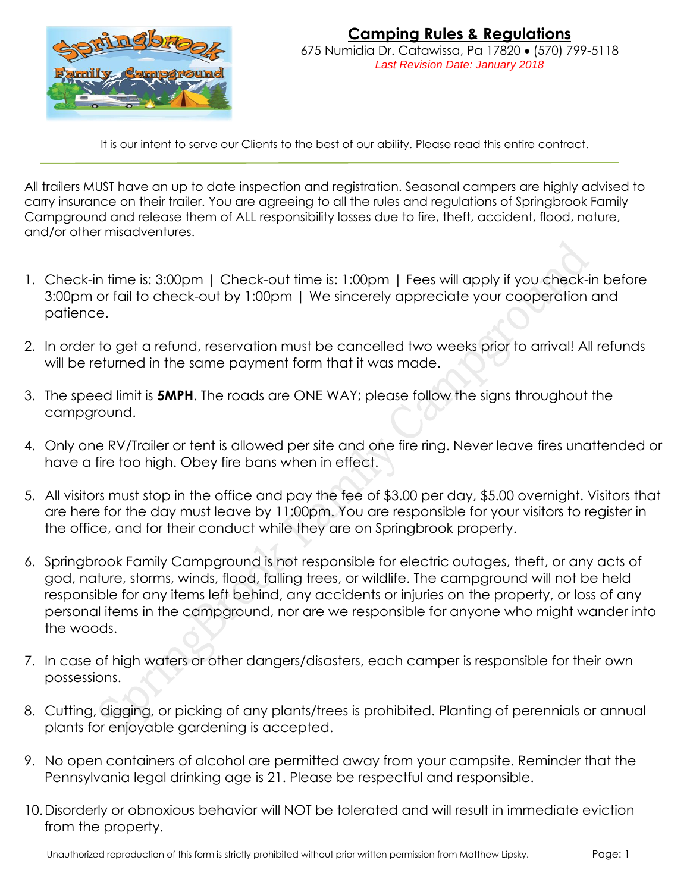# Camping Rules & Regulations

675 Numidia Dr. Catawissa, Pa 17820 • (570) 799-5118

*Last Revision Date: January 2018*

It is our intent to serve our Clients to the best of our ability. Please read this entire contract.

---

All trailers MUST have an up to date inspection and registration. Seasonal campers are highly advised to carry insurance on their trailer. You are agreeing to all the rules and regulations of Springbrook Family Campground and release them of ALL responsibility losses due to fire, theft, accident, flood, nature, and/or other misadventures.

1. Check-in time is: 3:00pm | Check-out time is: 1:00pm | Fees will apply if you check-in before 3:00pm or fail to check-out by 1:00pm | We sincerely appreciate your cooperation and patience.
2. In order to get a refund, reservation must be cancelled two weeks prior to arrival! All refunds will be returned in the same payment form that it was made.
3. The speed limit is **5MPH**. The roads are ONE WAY; please follow the signs throughout the campground.
4. Only one RV/Trailer or tent is allowed per site and one fire ring. Never leave fires unattended or have a fire too high. Obey fire bans when in effect.
5. All visitors must stop in the office and pay the fee of $3.00 per day, $5.00 overnight. Visitors that are here for the day must leave by 11:00pm. You are responsible for your visitors to register in the office, and for their conduct while they are on Springbrook property.
6. Springbrook Family Campground is not responsible for electric outages, theft, or any acts of god, nature, storms, winds, flood, falling trees, or wildlife. The campground will not be held responsible for any items left behind, any accidents or injuries on the property, or loss of any personal items in the campground, nor are we responsible for anyone who might wander into the woods.
7. In case of high waters or other dangers/disasters, each camper is responsible for their own possessions.
8. Cutting, digging, or picking of any plants/trees is prohibited. Planting of perennials or annual plants for enjoyable gardening is accepted.
9. No open containers of alcohol are permitted away from your campsite. Reminder that the Pennsylvania legal drinking age is 21. Please be respectful and responsible.
10. Disorderly or obnoxious behavior will NOT be tolerated and will result in immediate eviction from the property.

Unauthorized reproduction of this form is strictly prohibited without prior written permission from Matthew Lipsky.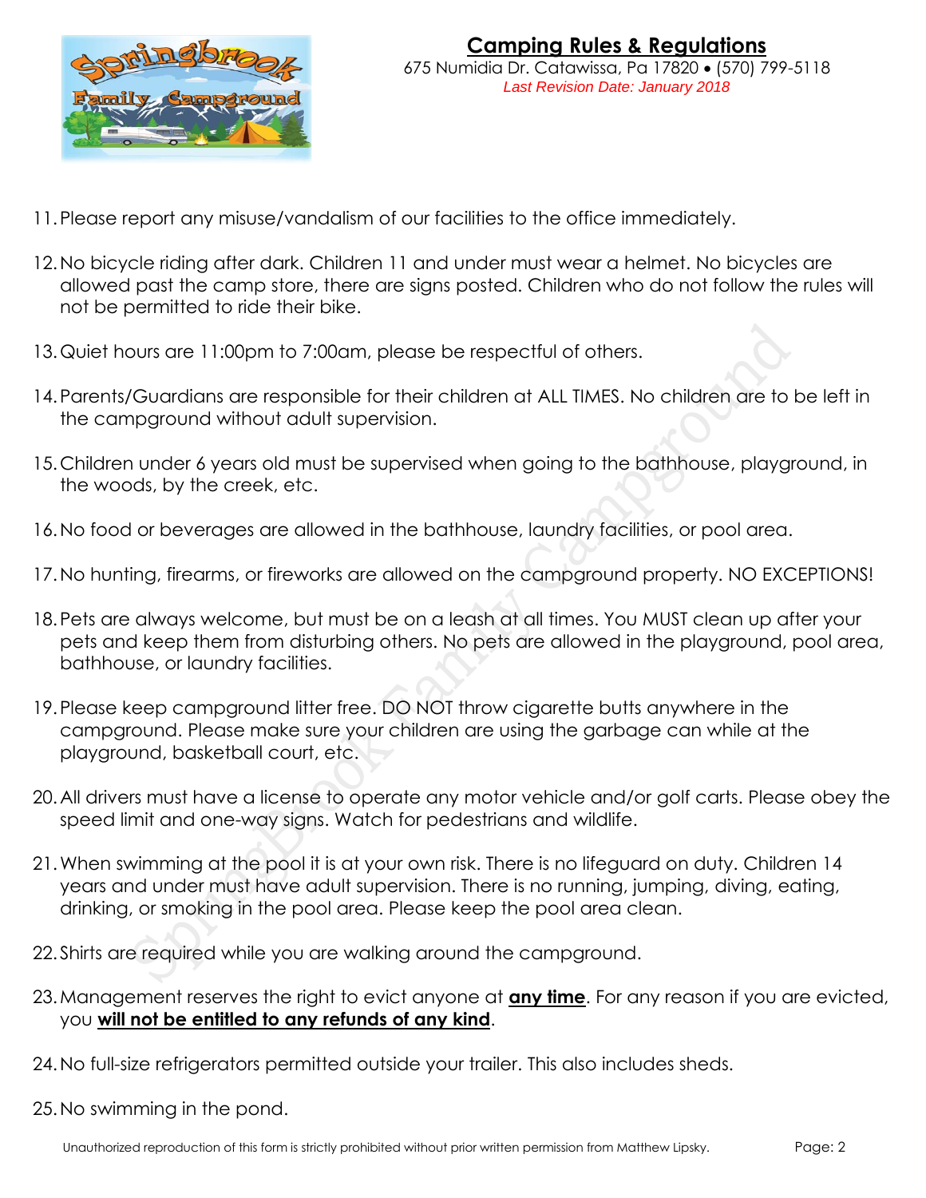# Camping Rules & Regulations

675 Numidia Dr. Catawissa, Pa 17820 • (570) 799-5118

*Last Revision Date: January 2018*

11. Please report any misuse/vandalism of our facilities to the office immediately.
12. No bicycle riding after dark. Children 11 and under must wear a helmet. No bicycles are allowed past the camp store, there are signs posted. Children who do not follow the rules will not be permitted to ride their bike.
13. Quiet hours are 11:00pm to 7:00am, please be respectful of others.
14. Parents/Guardians are responsible for their children at ALL TIMES. No children are to be left in the campground without adult supervision.
15. Children under 6 years old must be supervised when going to the bathhouse, playground, in the woods, by the creek, etc.
16. No food or beverages are allowed in the bathhouse, laundry facilities, or pool area.
17. No hunting, firearms, or fireworks are allowed on the campground property. NO EXCEPTIONS!
18. Pets are always welcome, but must be on a leash at all times. You MUST clean up after your pets and keep them from disturbing others. No pets are allowed in the playground, pool area, bathhouse, or laundry facilities.
19. Please keep campground litter free. DO NOT throw cigarette butts anywhere in the campground. Please make sure your children are using the garbage can while at the playground, basketball court, etc.
20. All drivers must have a license to operate any motor vehicle and/or golf carts. Please obey the speed limit and one-way signs. Watch for pedestrians and wildlife.
21. When swimming at the pool it is at your own risk. There is no lifeguard on duty. Children 14 years and under must have adult supervision. There is no running, jumping, diving, eating, drinking, or smoking in the pool area. Please keep the pool area clean.
22. Shirts are required while you are walking around the campground.
23. Management reserves the right to evict anyone at **any time**. For any reason if you are evicted, you **will not be entitled to any refunds of any kind**.
24. No full-size refrigerators permitted outside your trailer. This also includes sheds.
25. No swimming in the pond.

Unauthorized reproduction of this form is strictly prohibited without prior written permission from Matthew Lipsky.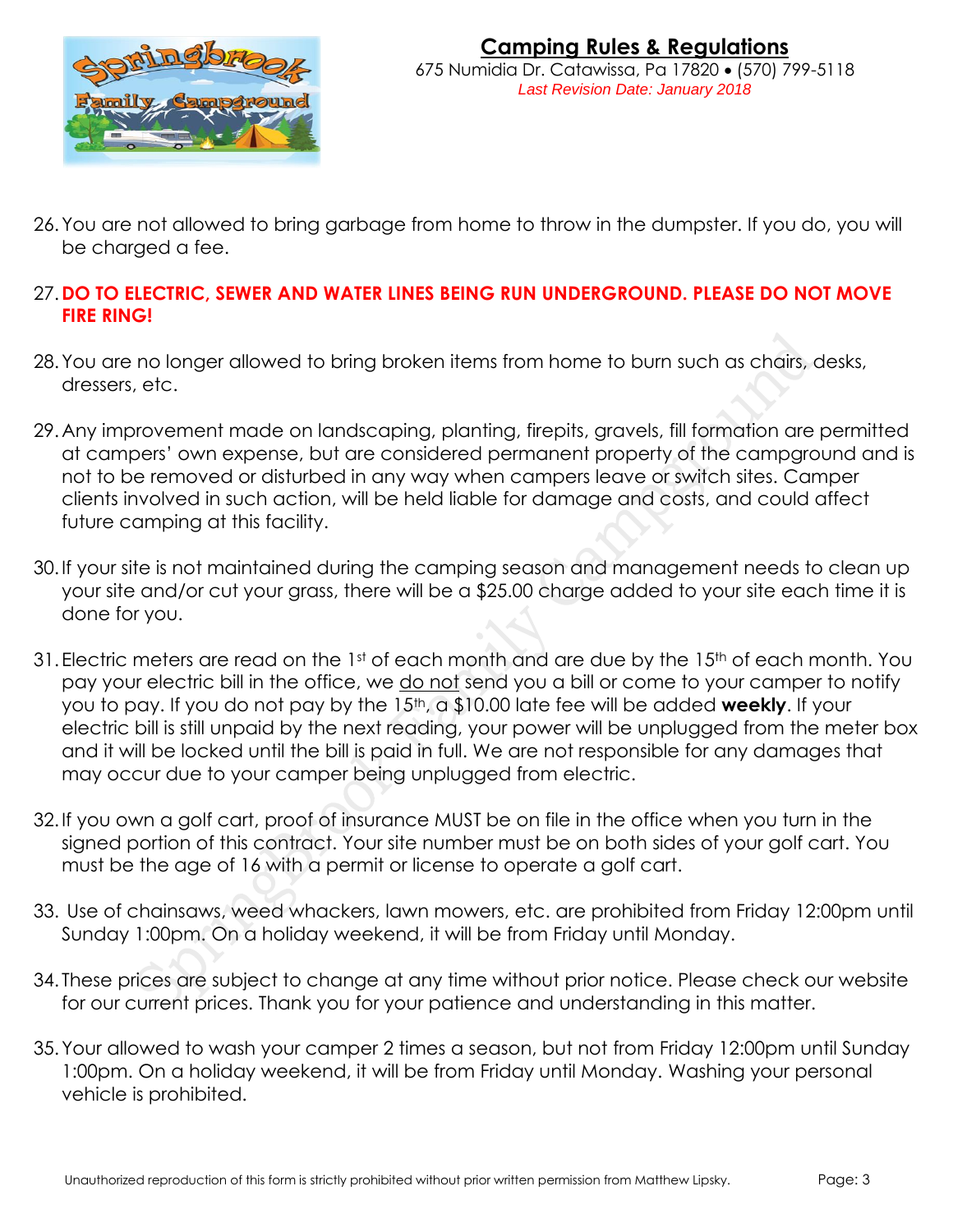# Camping Rules & Regulations

675 Numidia Dr. Catawissa, Pa 17820 • (570) 799-5118

*Last Revision Date: January 2018*

26. You are not allowed to bring garbage from home to throw in the dumpster. If you do, you will be charged a fee.

27. **DO TO ELECTRIC, SEWER AND WATER LINES BEING RUN UNDERGROUND. PLEASE DO NOT MOVE FIRE RING!**

28. You are no longer allowed to bring broken items from home to burn such as chairs, desks, dressers, etc.

29. Any improvement made on landscaping, planting, firepits, gravels, fill formation are permitted at campers' own expense, but are considered permanent property of the campground and is not to be removed or disturbed in any way when campers leave or switch sites. Camper clients involved in such action, will be held liable for damage and costs, and could affect future camping at this facility.

30. If your site is not maintained during the camping season and management needs to clean up your site and/or cut your grass, there will be a $25.00 charge added to your site each time it is done for you.

31. Electric meters are read on the 1st of each month and are due by the 15th of each month. You pay your electric bill in the office, we do not send you a bill or come to your camper to notify you to pay. If you do not pay by the 15th, a $10.00 late fee will be added **weekly**. If your electric bill is still unpaid by the next reading, your power will be unplugged from the meter box and it will be locked until the bill is paid in full. We are not responsible for any damages that may occur due to your camper being unplugged from electric.

32. If you own a golf cart, proof of insurance MUST be on file in the office when you turn in the signed portion of this contract. Your site number must be on both sides of your golf cart. You must be the age of 16 with a permit or license to operate a golf cart.

33. Use of chainsaws, weed whackers, lawn mowers, etc. are prohibited from Friday 12:00pm until Sunday 1:00pm. On a holiday weekend, it will be from Friday until Monday.

34. These prices are subject to change at any time without prior notice. Please check our website for our current prices. Thank you for your patience and understanding in this matter.

35. Your allowed to wash your camper 2 times a season, but not from Friday 12:00pm until Sunday 1:00pm. On a holiday weekend, it will be from Friday until Monday. Washing your personal vehicle is prohibited.

Unauthorized reproduction of this form is strictly prohibited without prior written permission from Matthew Lipsky.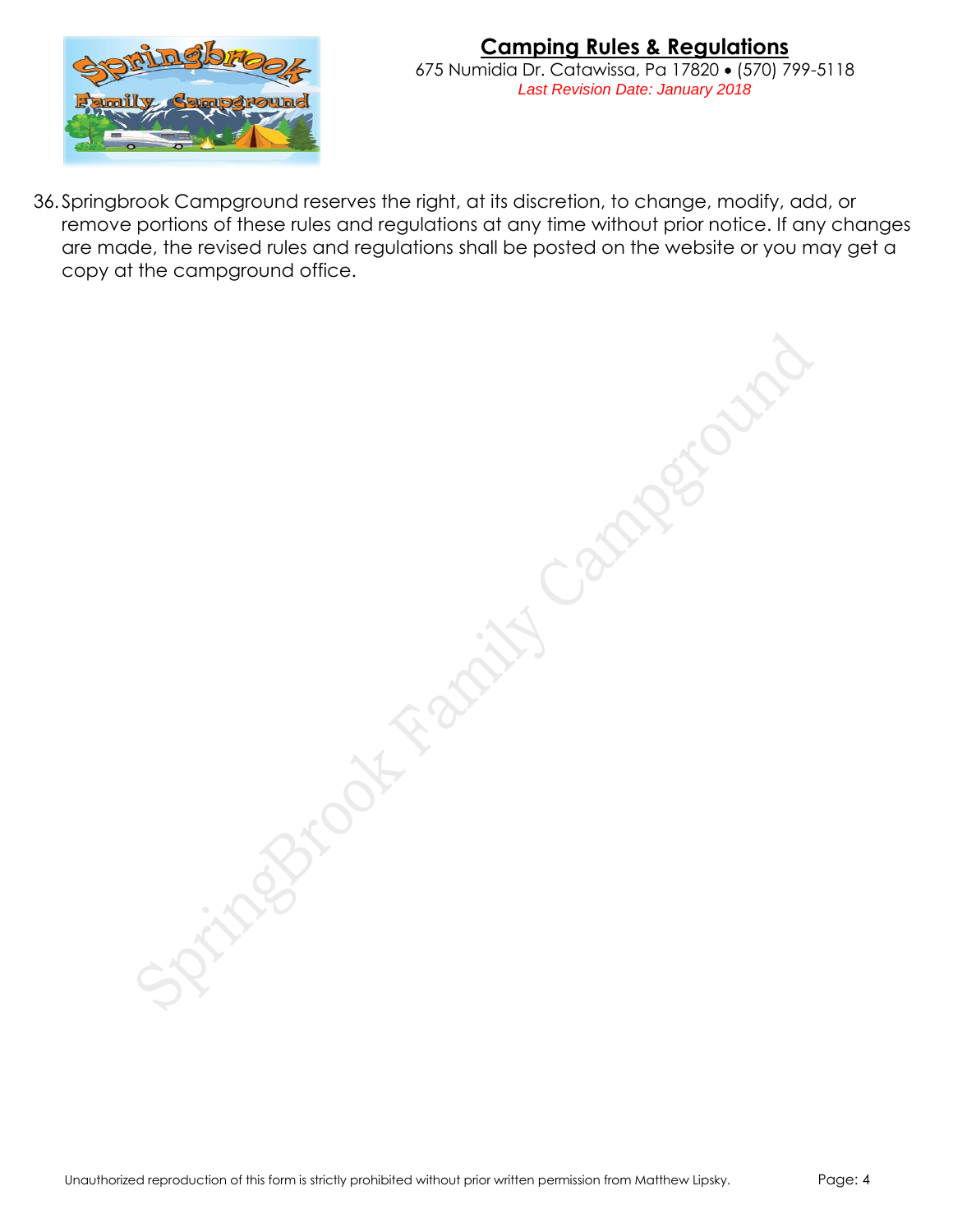36. Springbrook Campground reserves the right, at its discretion, to change, modify, add, or remove portions of these rules and regulations at any time without prior notice. If any changes are made, the revised rules and regulations shall be posted on the website or you may get a copy at the campground office.